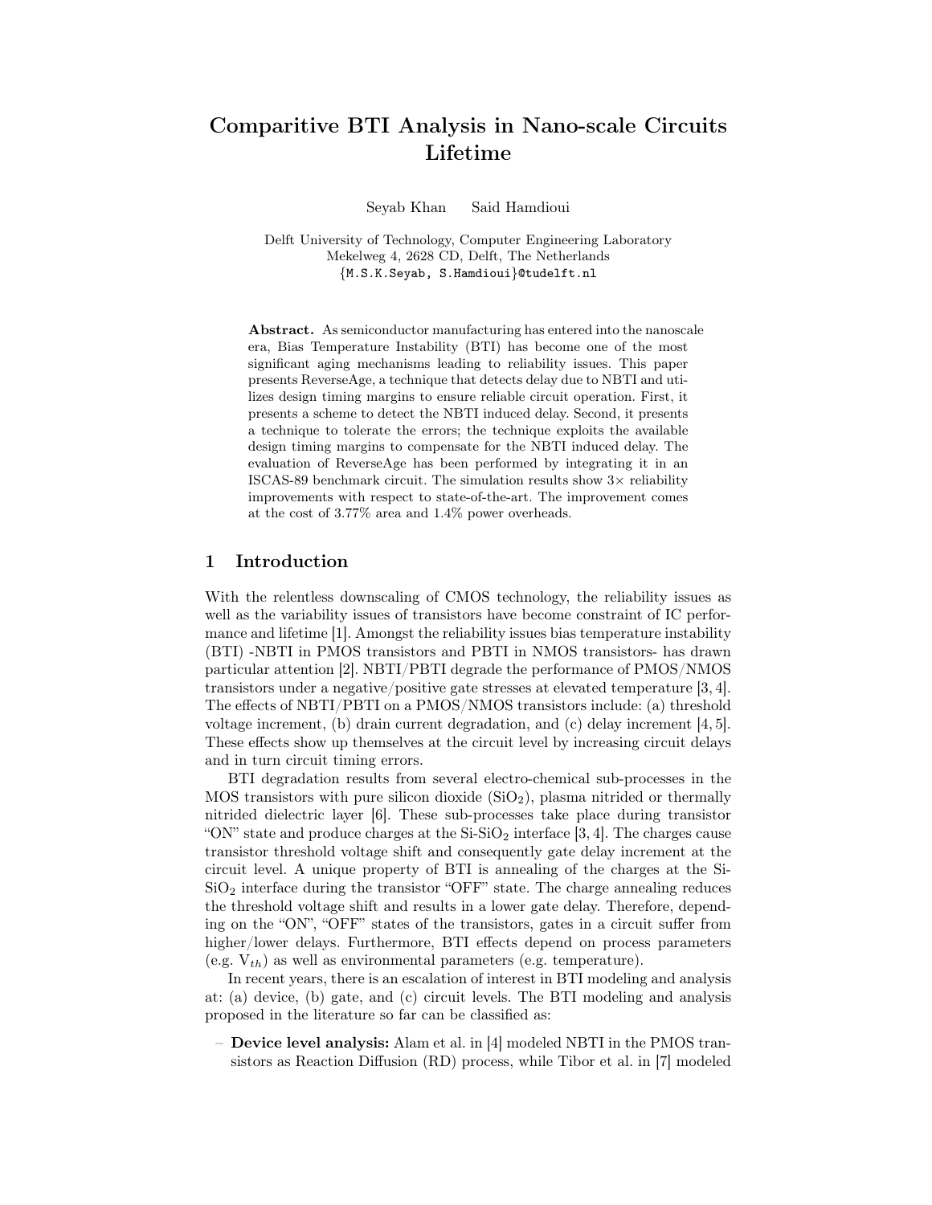# Comparitive BTI Analysis in Nano-scale Circuits Lifetime

Seyab Khan Said Hamdioui

Delft University of Technology, Computer Engineering Laboratory
Mekelweg 4, 2628 CD, Delft, The Netherlands
{M.S.K.Seyab, S.Hamdioui}@tudelft.nl

**Abstract.** As semiconductor manufacturing has entered into the nanoscale era, Bias Temperature Instability (BTI) has become one of the most significant aging mechanisms leading to reliability issues. This paper presents ReverseAge, a technique that detects delay due to NBTI and utilizes design timing margins to ensure reliable circuit operation. First, it presents a scheme to detect the NBTI induced delay. Second, it presents a technique to tolerate the errors; the technique exploits the available design timing margins to compensate for the NBTI induced delay. The evaluation of ReverseAge has been performed by integrating it in an ISCAS-89 benchmark circuit. The simulation results show 3× reliability improvements with respect to state-of-the-art. The improvement comes at the cost of 3.77% area and 1.4% power overheads.

## 1 Introduction

With the relentless downscaling of CMOS technology, the reliability issues as well as the variability issues of transistors have become constraint of IC performance and lifetime [1]. Amongst the reliability issues bias temperature instability (BTI) -NBTI in PMOS transistors and PBTI in NMOS transistors- has drawn particular attention [2]. NBTI/PBTI degrade the performance of PMOS/NMOS transistors under a negative/positive gate stresses at elevated temperature [3, 4]. The effects of NBTI/PBTI on a PMOS/NMOS transistors include: (a) threshold voltage increment, (b) drain current degradation, and (c) delay increment [4, 5]. These effects show up themselves at the circuit level by increasing circuit delays and in turn circuit timing errors.

BTI degradation results from several electro-chemical sub-processes in the MOS transistors with pure silicon dioxide ($SiO_2$), plasma nitrided or thermally nitrided dielectric layer [6]. These sub-processes take place during transistor "ON" state and produce charges at the Si-$SiO_2$ interface [3, 4]. The charges cause transistor threshold voltage shift and consequently gate delay increment at the circuit level. A unique property of BTI is annealing of the charges at the Si-$SiO_2$ interface during the transistor "OFF" state. The charge annealing reduces the threshold voltage shift and results in a lower gate delay. Therefore, depending on the "ON", "OFF" states of the transistors, gates in a circuit suffer from higher/lower delays. Furthermore, BTI effects depend on process parameters (e.g. $V_{th}$) as well as environmental parameters (e.g. temperature).

In recent years, there is an escalation of interest in BTI modeling and analysis at: (a) device, (b) gate, and (c) circuit levels. The BTI modeling and analysis proposed in the literature so far can be classified as:

- **Device level analysis:** Alam et al. in [4] modeled NBTI in the PMOS transistors as Reaction Diffusion (RD) process, while Tibor et al. in [7] modeled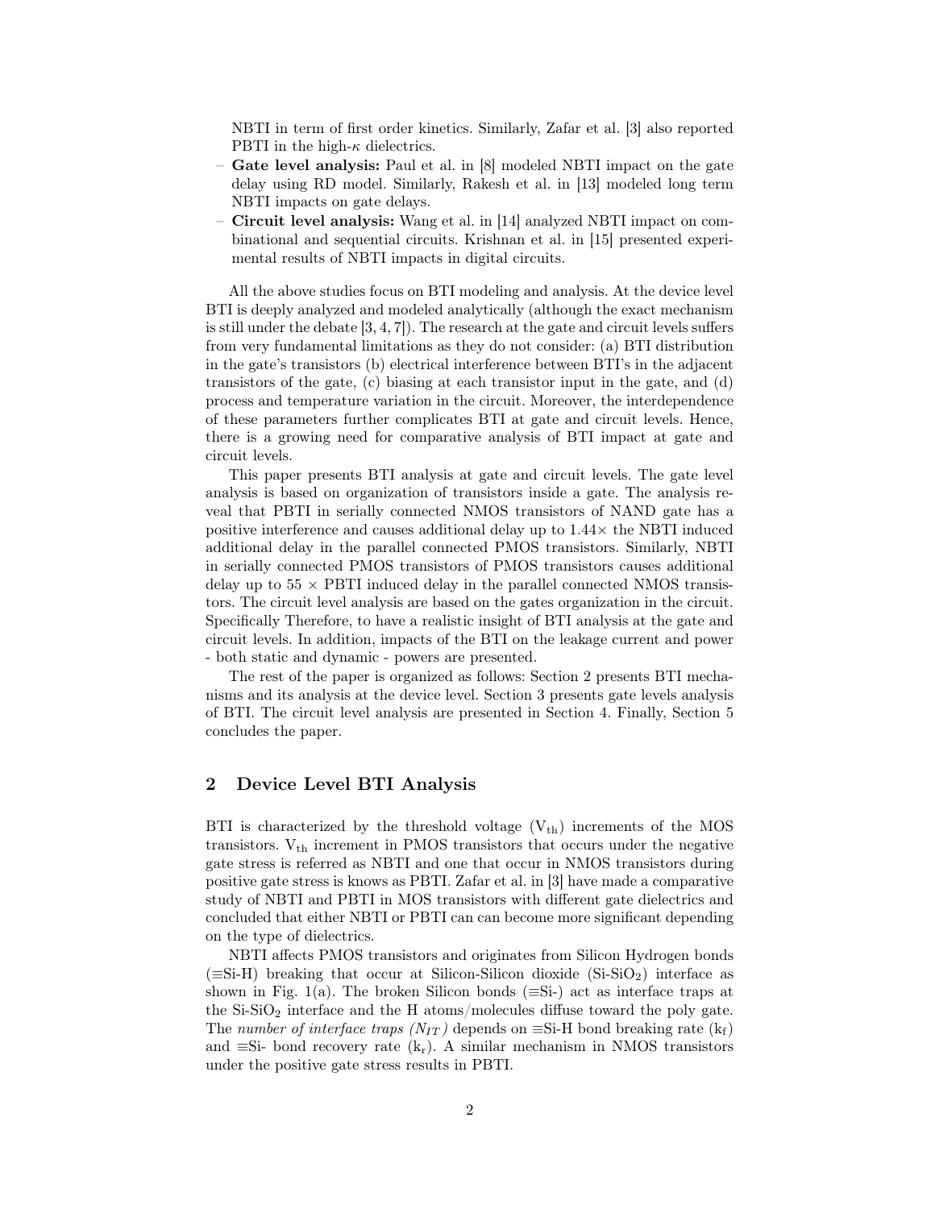NBTI in term of first order kinetics. Similarly, Zafar et al. [3] also reported PBTI in the high-$\kappa$ dielectrics.

- **Gate level analysis:** Paul et al. in [8] modeled NBTI impact on the gate delay using RD model. Similarly, Rakesh et al. in [13] modeled long term NBTI impacts on gate delays.
- **Circuit level analysis:** Wang et al. in [14] analyzed NBTI impact on combinational and sequential circuits. Krishnan et al. in [15] presented experimental results of NBTI impacts in digital circuits.

All the above studies focus on BTI modeling and analysis. At the device level BTI is deeply analyzed and modeled analytically (although the exact mechanism is still under the debate [3, 4, 7]). The research at the gate and circuit levels suffers from very fundamental limitations as they do not consider: (a) BTI distribution in the gate's transistors (b) electrical interference between BTI's in the adjacent transistors of the gate, (c) biasing at each transistor input in the gate, and (d) process and temperature variation in the circuit. Moreover, the interdependence of these parameters further complicates BTI at gate and circuit levels. Hence, there is a growing need for comparative analysis of BTI impact at gate and circuit levels.

This paper presents BTI analysis at gate and circuit levels. The gate level analysis is based on organization of transistors inside a gate. The analysis reveal that PBTI in serially connected NMOS transistors of NAND gate has a positive interference and causes additional delay up to 1.44× the NBTI induced additional delay in the parallel connected PMOS transistors. Similarly, NBTI in serially connected PMOS transistors of PMOS transistors causes additional delay up to 55 × PBTI induced delay in the parallel connected NMOS transistors. The circuit level analysis are based on the gates organization in the circuit. Specifically Therefore, to have a realistic insight of BTI analysis at the gate and circuit levels. In addition, impacts of the BTI on the leakage current and power - both static and dynamic - powers are presented.

The rest of the paper is organized as follows: Section 2 presents BTI mechanisms and its analysis at the device level. Section 3 presents gate levels analysis of BTI. The circuit level analysis are presented in Section 4. Finally, Section 5 concludes the paper.

## 2 Device Level BTI Analysis

BTI is characterized by the threshold voltage ($V_{th}$) increments of the MOS transistors. $V_{th}$ increment in PMOS transistors that occurs under the negative gate stress is referred as NBTI and one that occur in NMOS transistors during positive gate stress is knows as PBTI. Zafar et al. in [3] have made a comparative study of NBTI and PBTI in MOS transistors with different gate dielectrics and concluded that either NBTI or PBTI can can become more significant depending on the type of dielectrics.

NBTI affects PMOS transistors and originates from Silicon Hydrogen bonds (≡Si-H) breaking that occur at Silicon-Silicon dioxide (Si-$SiO_2$) interface as shown in Fig. 1(a). The broken Silicon bonds (≡Si-) act as interface traps at the Si-$SiO_2$ interface and the H atoms/molecules diffuse toward the poly gate. The *number of interface traps ($N_{IT}$)* depends on ≡Si-H bond breaking rate ($k_f$) and ≡Si- bond recovery rate ($k_r$). A similar mechanism in NMOS transistors under the positive gate stress results in PBTI.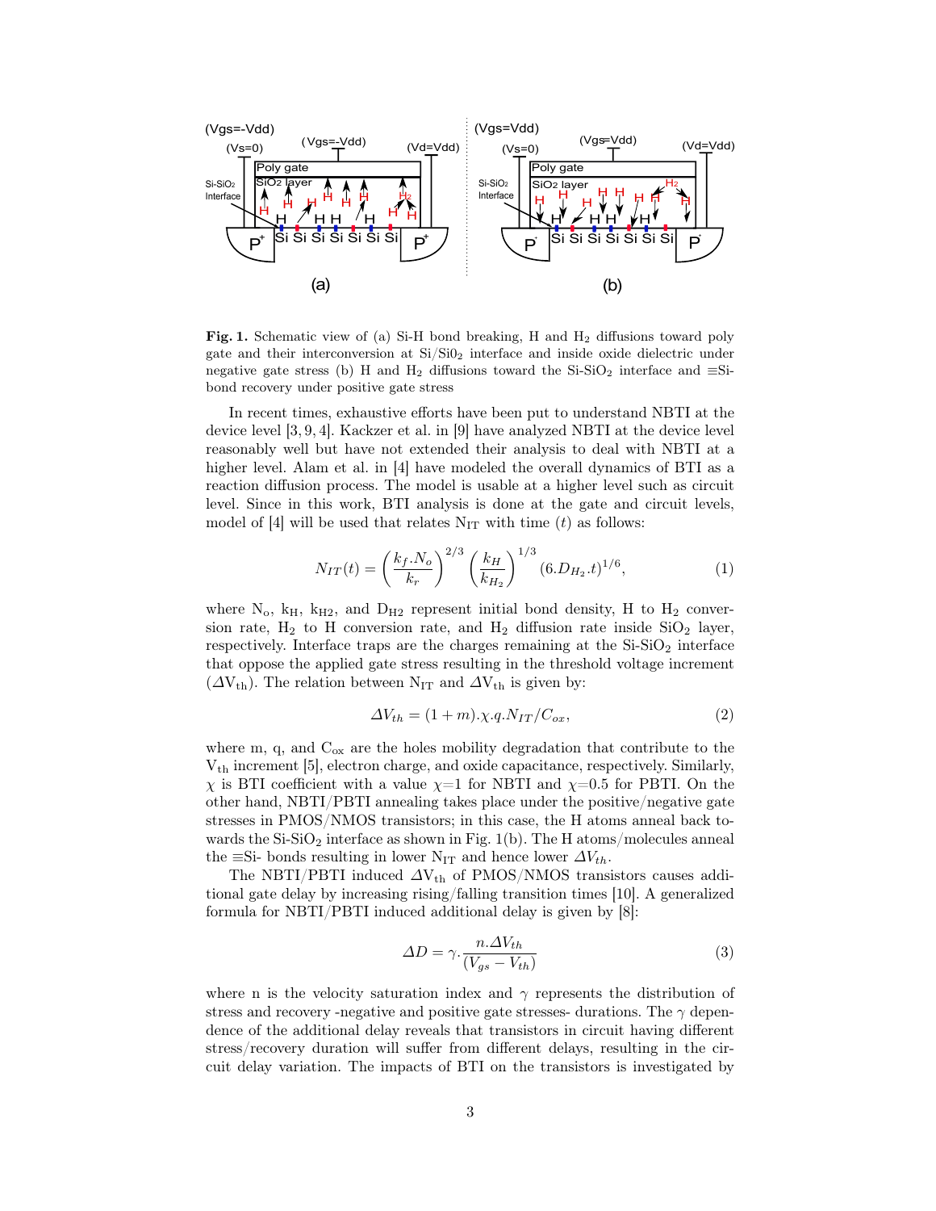Fig. 1. Schematic view of (a) Si-H bond breaking, H and $H_2$ diffusions toward poly gate and their interconversion at Si/Si$0_2$ interface and inside oxide dielectric under negative gate stress (b) H and $H_2$ diffusions toward the Si-Si$O_2$ interface and ≡Si-bond recovery under positive gate stress

In recent times, exhaustive efforts have been put to understand NBTI at the device level [3, 9, 4]. Kackzer et al. in [9] have analyzed NBTI at the device level reasonably well but have not extended their analysis to deal with NBTI at a higher level. Alam et al. in [4] have modeled the overall dynamics of BTI as a reaction diffusion process. The model is usable at a higher level such as circuit level. Since in this work, BTI analysis is done at the gate and circuit levels, model of [4] will be used that relates $N_{IT}$ with time ($t$) as follows:

$$N_{IT}(t) = \left(\frac{k_f.N_o}{k_r}\right)^{2/3} \left(\frac{k_H}{k_{H_2}}\right)^{1/3} (6.D_{H_2}.t)^{1/6}, \tag{1}$$

where $N_o$, $k_H$, $k_{H2}$, and $D_{H2}$ represent initial bond density, H to $H_2$ conversion rate, $H_2$ to H conversion rate, and $H_2$ diffusion rate inside $SiO_2$ layer, respectively. Interface traps are the charges remaining at the Si-$SiO_2$ interface that oppose the applied gate stress resulting in the threshold voltage increment ($\Delta V_{th}$). The relation between $N_{IT}$ and $\Delta V_{th}$ is given by:

$$\Delta V_{th} = (1 + m).\chi.q.N_{IT}/C_{ox}, \tag{2}$$

where m, q, and $C_{ox}$ are the holes mobility degradation that contribute to the $V_{th}$ increment [5], electron charge, and oxide capacitance, respectively. Similarly, $\chi$ is BTI coefficient with a value $\chi$=1 for NBTI and $\chi$=0.5 for PBTI. On the other hand, NBTI/PBTI annealing takes place under the positive/negative gate stresses in PMOS/NMOS transistors; in this case, the H atoms anneal back towards the Si-$SiO_2$ interface as shown in Fig. 1(b). The H atoms/molecules anneal the ≡Si- bonds resulting in lower $N_{IT}$ and hence lower $\Delta V_{th}$.

The NBTI/PBTI induced $\Delta V_{th}$ of PMOS/NMOS transistors causes additional gate delay by increasing rising/falling transition times [10]. A generalized formula for NBTI/PBTI induced additional delay is given by [8]:

$$\Delta D = \gamma.\frac{n.\Delta V_{th}}{(V_{gs} - V_{th})} \tag{3}$$

where n is the velocity saturation index and $\gamma$ represents the distribution of stress and recovery -negative and positive gate stresses- durations. The $\gamma$ dependence of the additional delay reveals that transistors in circuit having different stress/recovery duration will suffer from different delays, resulting in the circuit delay variation. The impacts of BTI on the transistors is investigated by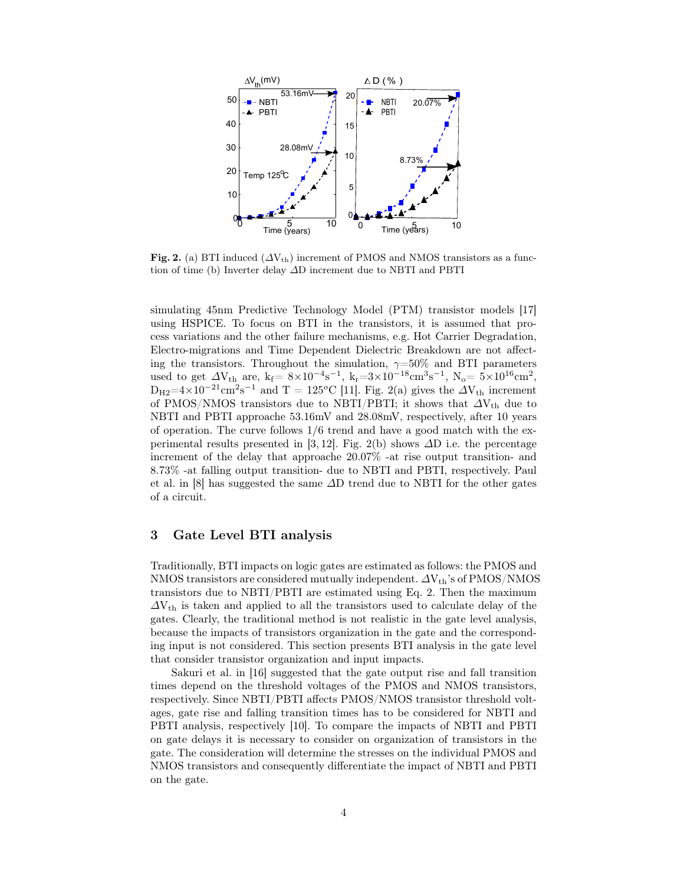**Fig. 2.** (a) BTI induced ($\Delta V_{th}$) increment of PMOS and NMOS transistors as a function of time (b) Inverter delay $\Delta D$ increment due to NBTI and PBTI

simulating 45nm Predictive Technology Model (PTM) transistor models [17] using HSPICE. To focus on BTI in the transistors, it is assumed that process variations and the other failure mechanisms, e.g. Hot Carrier Degradation, Electro-migrations and Time Dependent Dielectric Breakdown are not affecting the transistors. Throughout the simulation, $\gamma$=50% and BTI parameters used to get $\Delta V_{th}$ are, $k_f = 8\times10^{-4}s^{-1}$, $k_r = 3\times10^{-18}cm^3s^{-1}$, $N_o = 5\times10^{16}cm^2$, $D_{H2} = 4\times10^{-21}cm^2s^{-1}$ and T = 125$^o$C [11]. Fig. 2(a) gives the $\Delta V_{th}$ increment of PMOS/NMOS transistors due to NBTI/PBTI; it shows that $\Delta V_{th}$ due to NBTI and PBTI approach 53.16mV and 28.08mV, respectively, after 10 years of operation. The curve follows 1/6 trend and have a good match with the experimental results presented in [3, 12]. Fig. 2(b) shows $\Delta D$ i.e. the percentage increment of the delay that approache 20.07% -at rise output transition- and 8.73% -at falling output transition- due to NBTI and PBTI, respectively. Paul et al. in [8] has suggested the same $\Delta D$ trend due to NBTI for the other gates of a circuit.

## 3 Gate Level BTI analysis

Traditionally, BTI impacts on logic gates are estimated as follows: the PMOS and NMOS transistors are considered mutually independent. $\Delta V_{th}$'s of PMOS/NMOS transistors due to NBTI/PBTI are estimated using Eq. 2. Then the maximum $\Delta V_{th}$ is taken and applied to all the transistors used to calculate delay of the gates. Clearly, the traditional method is not realistic in the gate level analysis, because the impacts of transistors organization in the gate and the corresponding input is not considered. This section presents BTI analysis in the gate level that consider transistor organization and input impacts.

Sakuri et al. in [16] suggested that the gate output rise and fall transition times depend on the threshold voltages of the PMOS and NMOS transistors, respectively. Since NBTI/PBTI affects PMOS/NMOS transistor threshold voltages, gate rise and falling transition times has to be considered for NBTI and PBTI analysis, respectively [10]. To compare the impacts of NBTI and PBTI on gate delays it is necessary to consider on organization of transistors in the gate. The consideration will determine the stresses on the individual PMOS and NMOS transistors and consequently differentiate the impact of NBTI and PBTI on the gate.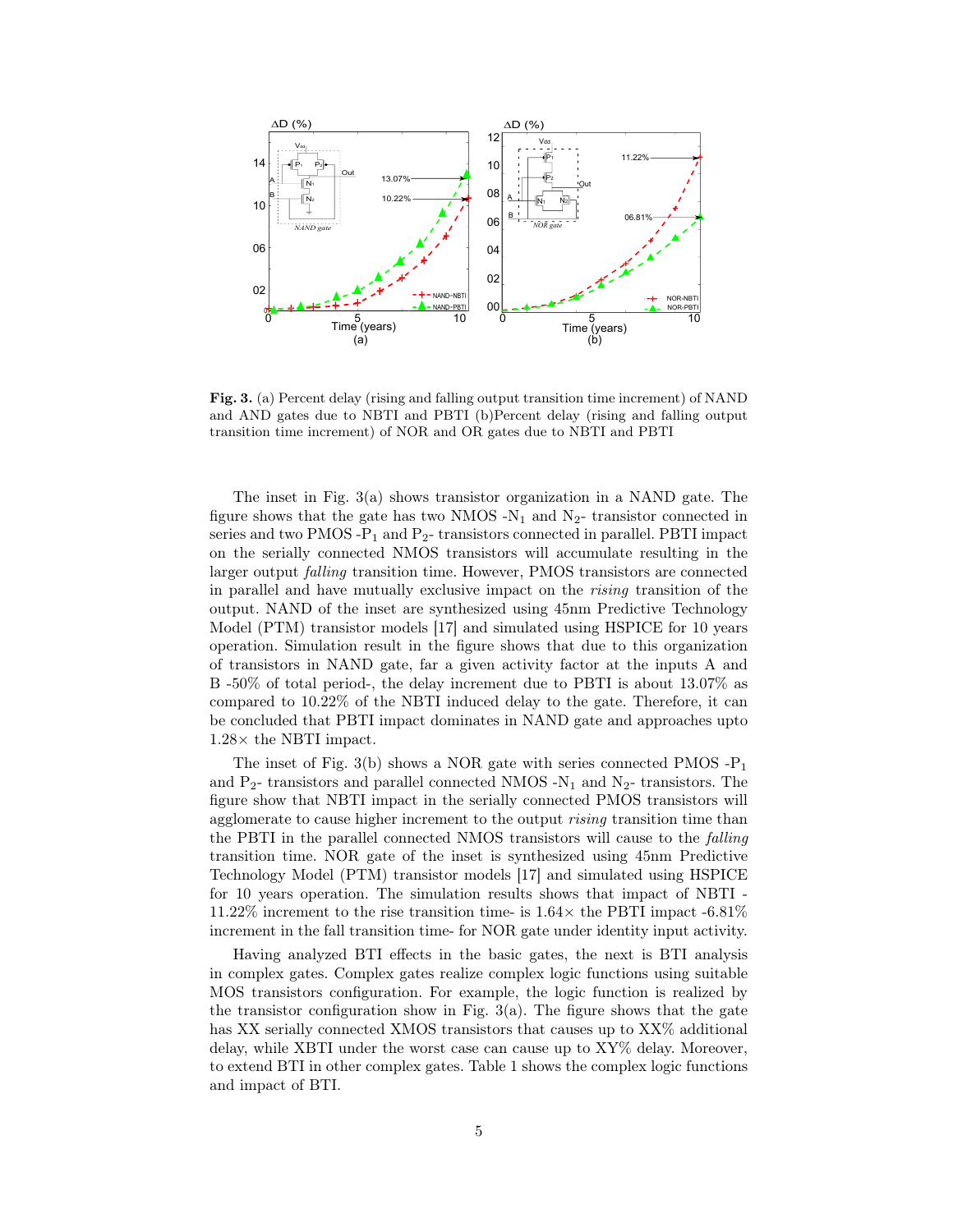**Fig. 3.** (a) Percent delay (rising and falling output transition time increment) of NAND and AND gates due to NBTI and PBTI (b)Percent delay (rising and falling output transition time increment) of NOR and OR gates due to NBTI and PBTI

The inset in Fig. 3(a) shows transistor organization in a NAND gate. The figure shows that the gate has two NMOS -$N_1$ and $N_2$- transistor connected in series and two PMOS -$P_1$ and $P_2$- transistors connected in parallel. PBTI impact on the serially connected NMOS transistors will accumulate resulting in the larger output *falling* transition time. However, PMOS transistors are connected in parallel and have mutually exclusive impact on the *rising* transition of the output. NAND of the inset are synthesized using 45nm Predictive Technology Model (PTM) transistor models [17] and simulated using HSPICE for 10 years operation. Simulation result in the figure shows that due to this organization of transistors in NAND gate, far a given activity factor at the inputs A and B -50% of total period-, the delay increment due to PBTI is about 13.07% as compared to 10.22% of the NBTI induced delay to the gate. Therefore, it can be concluded that PBTI impact dominates in NAND gate and approaches upto 1.28× the NBTI impact.

The inset of Fig. 3(b) shows a NOR gate with series connected PMOS -$P_1$ and $P_2$- transistors and parallel connected NMOS -$N_1$ and $N_2$- transistors. The figure show that NBTI impact in the serially connected PMOS transistors will agglomerate to cause higher increment to the output *rising* transition time than the PBTI in the parallel connected NMOS transistors will cause to the *falling* transition time. NOR gate of the inset is synthesized using 45nm Predictive Technology Model (PTM) transistor models [17] and simulated using HSPICE for 10 years operation. The simulation results shows that impact of NBTI -11.22% increment to the rise transition time- is 1.64× the PBTI impact -6.81% increment in the fall transition time- for NOR gate under identity input activity.

Having analyzed BTI effects in the basic gates, the next is BTI analysis in complex gates. Complex gates realize complex logic functions using suitable MOS transistors configuration. For example, the logic function is realized by the transistor configuration show in Fig. 3(a). The figure shows that the gate has XX serially connected XMOS transistors that causes up to XX% additional delay, while XBTI under the worst case can cause up to XY% delay. Moreover, to extend BTI in other complex gates. Table 1 shows the complex logic functions and impact of BTI.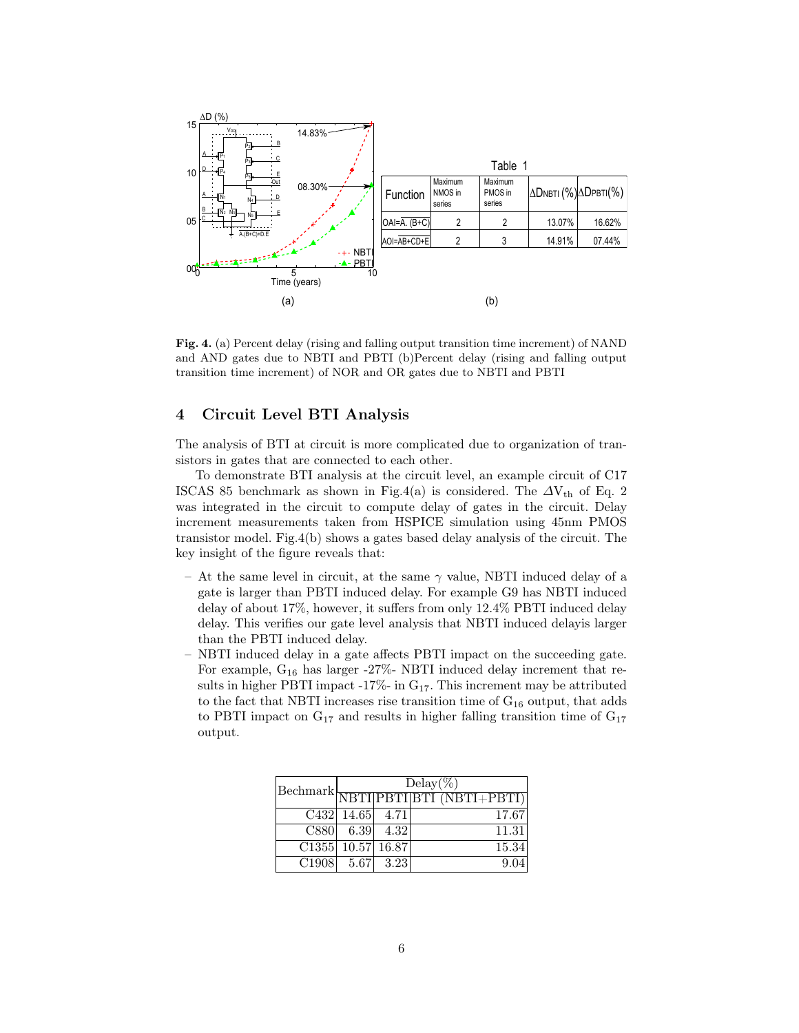Table 1

| Function | Maximum NMOS in series | Maximum PMOS in series | ΔDNBTI (%) | ΔDPBTI(%) |
|---|---|---|---|---|
| OAI=$\overline{A.(B+C)}$ | 2 | 2 | 13.07% | 16.62% |
| AOI=$\overline{AB+CD+E}$ | 2 | 3 | 14.91% | 07.44% |

(a) (b)

**Fig. 4.** (a) Percent delay (rising and falling output transition time increment) of NAND and AND gates due to NBTI and PBTI (b)Percent delay (rising and falling output transition time increment) of NOR and OR gates due to NBTI and PBTI

## 4 Circuit Level BTI Analysis

The analysis of BTI at circuit is more complicated due to organization of transistors in gates that are connected to each other.

To demonstrate BTI analysis at the circuit level, an example circuit of C17 ISCAS 85 benchmark as shown in Fig.4(a) is considered. The $\Delta V_{th}$ of Eq. 2 was integrated in the circuit to compute delay of gates in the circuit. Delay increment measurements taken from HSPICE simulation using 45nm PMOS transistor model. Fig.4(b) shows a gates based delay analysis of the circuit. The key insight of the figure reveals that:

- At the same level in circuit, at the same $\gamma$ value, NBTI induced delay of a gate is larger than PBTI induced delay. For example G9 has NBTI induced delay of about 17%, however, it suffers from only 12.4% PBTI induced delay delay. This verifies our gate level analysis that NBTI induced delayis larger than the PBTI induced delay.
- NBTI induced delay in a gate affects PBTI impact on the succeeding gate. For example, $G_{16}$ has larger -27%- NBTI induced delay increment that results in higher PBTI impact -17%- in $G_{17}$. This increment may be attributed to the fact that NBTI increases rise transition time of $G_{16}$ output, that adds to PBTI impact on $G_{17}$ and results in higher falling transition time of $G_{17}$ output.

| Bechmark | Delay(%) | | |
|---|---|---|---|
| | NBTI | PBTI | BTI (NBTI+PBTI) |
| C432 | 14.65 | 4.71 | 17.67 |
| C880 | 6.39 | 4.32 | 11.31 |
| C1355 | 10.57 | 16.87 | 15.34 |
| C1908 | 5.67 | 3.23 | 9.04 |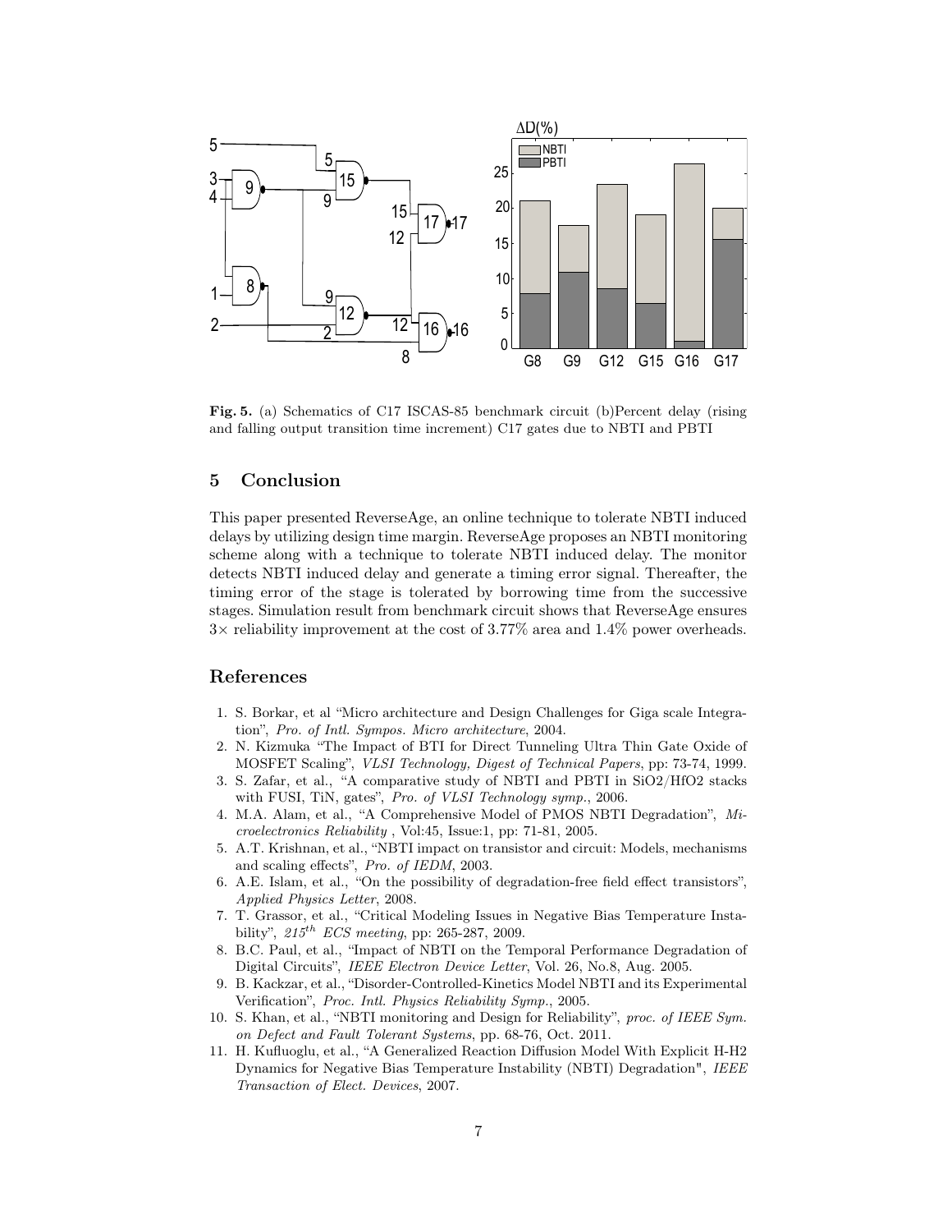**Fig. 5.** (a) Schematics of C17 ISCAS-85 benchmark circuit (b)Percent delay (rising and falling output transition time increment) C17 gates due to NBTI and PBTI

## 5 Conclusion

This paper presented ReverseAge, an online technique to tolerate NBTI induced delays by utilizing design time margin. ReverseAge proposes an NBTI monitoring scheme along with a technique to tolerate NBTI induced delay. The monitor detects NBTI induced delay and generate a timing error signal. Thereafter, the timing error of the stage is tolerated by borrowing time from the successive stages. Simulation result from benchmark circuit shows that ReverseAge ensures $3\times$ reliability improvement at the cost of 3.77% area and 1.4% power overheads.

## References

1. S. Borkar, et al "Micro architecture and Design Challenges for Giga scale Integration", *Pro. of Intl. Sympos. Micro architecture*, 2004.
2. N. Kizmuka "The Impact of BTI for Direct Tunneling Ultra Thin Gate Oxide of MOSFET Scaling", *VLSI Technology, Digest of Technical Papers*, pp: 73-74, 1999.
3. S. Zafar, et al., "A comparative study of NBTI and PBTI in SiO2/HfO2 stacks with FUSI, TiN, gates", *Pro. of VLSI Technology symp.*, 2006.
4. M.A. Alam, et al., "A Comprehensive Model of PMOS NBTI Degradation", *Microelectronics Reliability* , Vol:45, Issue:1, pp: 71-81, 2005.
5. A.T. Krishnan, et al., "NBTI impact on transistor and circuit: Models, mechanisms and scaling effects", *Pro. of IEDM*, 2003.
6. A.E. Islam, et al., "On the possibility of degradation-free field effect transistors", *Applied Physics Letter*, 2008.
7. T. Grassor, et al., "Critical Modeling Issues in Negative Bias Temperature Instability", *$215^{th}$ ECS meeting*, pp: 265-287, 2009.
8. B.C. Paul, et al., "Impact of NBTI on the Temporal Performance Degradation of Digital Circuits", *IEEE Electron Device Letter*, Vol. 26, No.8, Aug. 2005.
9. B. Kackzar, et al., "Disorder-Controlled-Kinetics Model NBTI and its Experimental Verification", *Proc. Intl. Physics Reliability Symp.*, 2005.
10. S. Khan, et al., "NBTI monitoring and Design for Reliability", *proc. of IEEE Sym. on Defect and Fault Tolerant Systems*, pp. 68-76, Oct. 2011.
11. H. Kufluoglu, et al., "A Generalized Reaction Diffusion Model With Explicit H-H2 Dynamics for Negative Bias Temperature Instability (NBTI) Degradation", *IEEE Transaction of Elect. Devices*, 2007.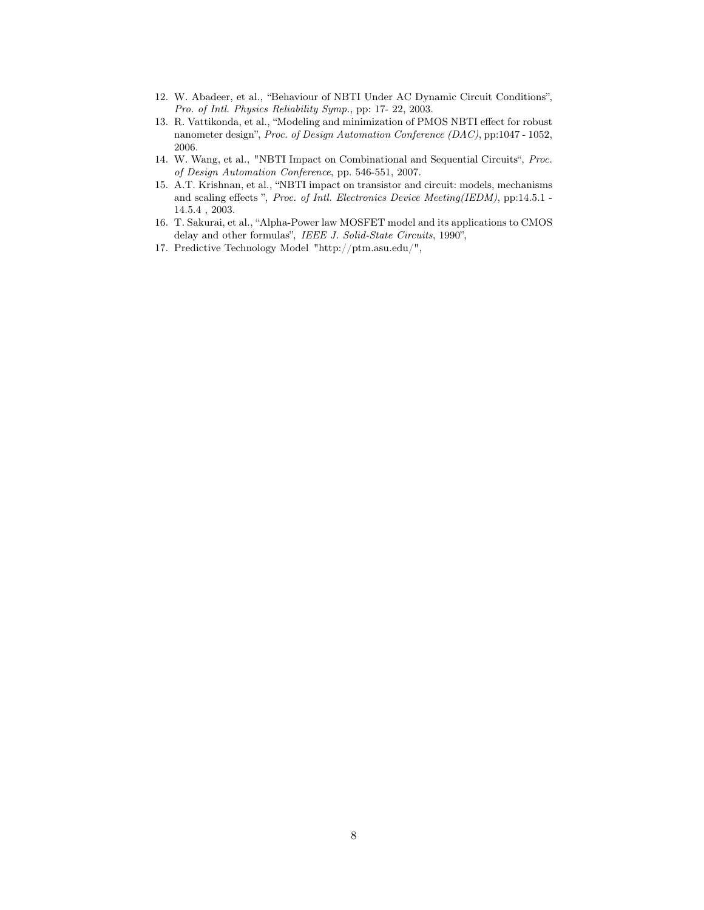12. W. Abadeer, et al., “Behaviour of NBTI Under AC Dynamic Circuit Conditions”, *Pro. of Intl. Physics Reliability Symp.*, pp: 17- 22, 2003.
13. R. Vattikonda, et al., “Modeling and minimization of PMOS NBTI effect for robust nanometer design”, *Proc. of Design Automation Conference (DAC)*, pp:1047 - 1052, 2006.
14. W. Wang, et al., "NBTI Impact on Combinational and Sequential Circuits“, *Proc. of Design Automation Conference*, pp. 546-551, 2007.
15. A.T. Krishnan, et al., “NBTI impact on transistor and circuit: models, mechanisms and scaling effects ”, *Proc. of Intl. Electronics Device Meeting(IEDM)*, pp:14.5.1 - 14.5.4 , 2003.
16. T. Sakurai, et al., “Alpha-Power law MOSFET model and its applications to CMOS delay and other formulas”, *IEEE J. Solid-State Circuits*, 1990”,
17. Predictive Technology Model "http://ptm.asu.edu/",